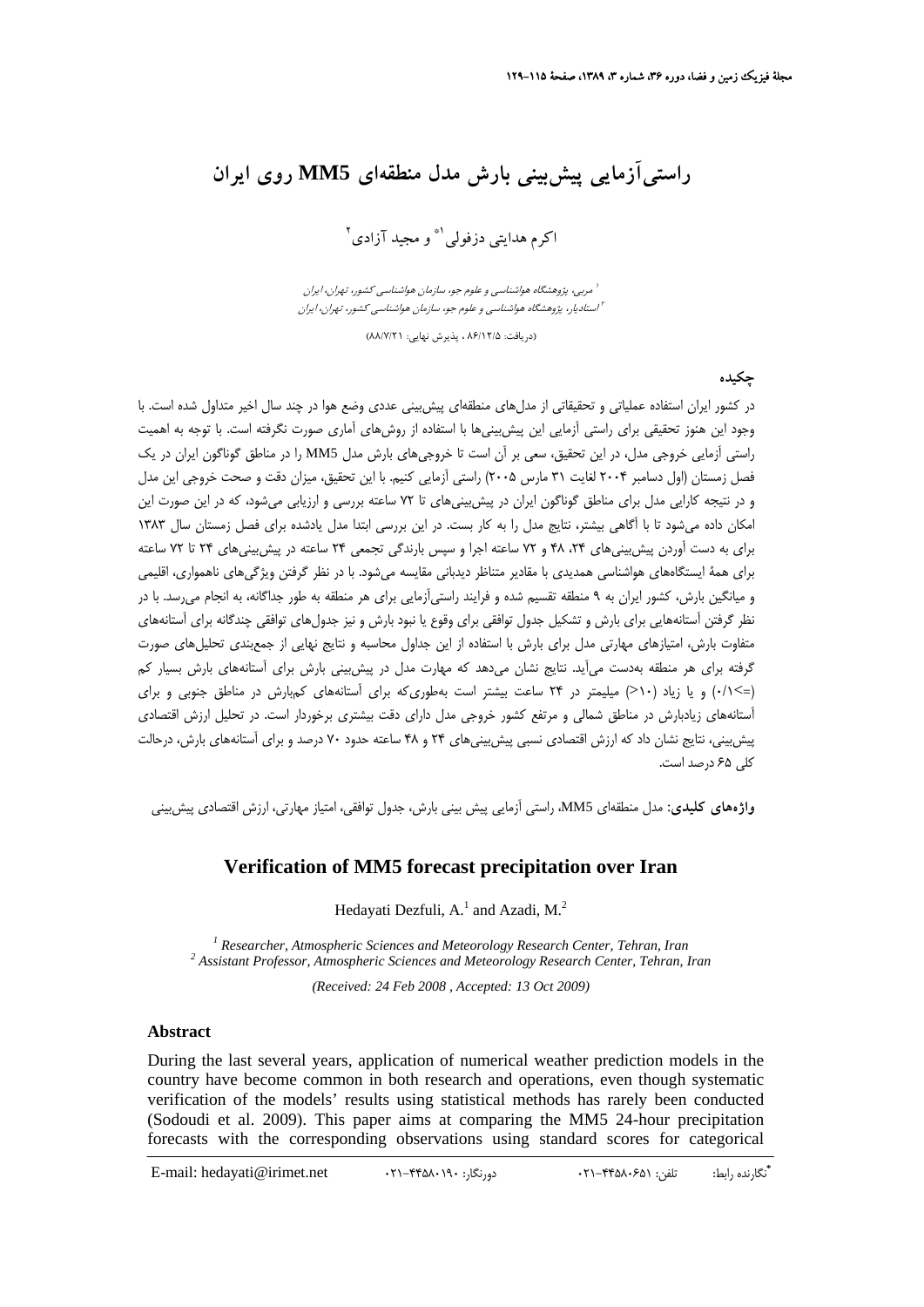# راستی‌آزمایی پیش‌بینی بارش مدل منطقه‌ای MM5 روی ایران

اکرم هدایتی دزفولی[1]* و مجید آزادی[2]

[1] مربی، پژوهشگاه هواشناسی و علوم جو، سازمان هواشناسی کشور، تهران، ایران
[2] استادیار، پژوهشگاه هواشناسی و علوم جو، سازمان هواشناسی کشور، تهران، ایران

(دریافت: ۸۶/۱۲/۵ ، پذیرش نهایی: ۸۸/۷/۲۱)

## چکیده

در کشور ایران استفاده عملیاتی و تحقیقاتی از مدل‌های منطقه‌ای پیش‌بینی عددی وضع هوا در چند سال اخیر متداول شده است. با وجود این هنوز تحقیقی برای راستی آزمایی این پیش‌بینی‌ها با استفاده از روش‌های آماری صورت نگرفته است. با توجه به اهمیت راستی آزمایی خروجی مدل، در این تحقیق، سعی بر آن است تا خروجی‌های بارش مدل MM5 را در مناطق گوناگون ایران در یک فصل زمستان (اول دسامبر ۲۰۰۴ لغایت ۳۱ مارس ۲۰۰۵) راستی آزمایی کنیم. با این تحقیق، میزان دقت و صحت خروجی این مدل و در نتیجه کارایی مدل برای مناطق گوناگون ایران در پیش‌بینی‌های تا ۷۲ ساعته بررسی و ارزیابی می‌شود، که در این صورت این امکان داده می‌شود تا با آگاهی بیشتر، نتایج مدل را به کار بست. در این بررسی ابتدا مدل یادشده برای فصل زمستان سال ۱۳۸۳ برای به دست آوردن پیش‌بینی‌های ۲۴، ۴۸ و ۷۲ ساعته اجرا و سپس بارندگی تجمعی ۲۴ ساعته در پیش‌بینی‌های ۲۴ تا ۷۲ ساعته برای همهٔ ایستگاه‌های هواشناسی همدیدی با مقادیر دیدبانی متناظر مقایسه می‌شود. با در نظر گرفتن ویژگی‌های ناهمواری، اقلیمی و میانگین بارش، کشور ایران به ۹ منطقه تقسیم شده و فرایند راستی‌آزمایی برای هر منطقه به طور جداگانه، به انجام می‌رسد. با در نظر گرفتن آستانه‌هایی برای بارش و تشکیل جدول توافقی برای وقوع یا نبودِ بارش و نیز جدول‌های توافقی چندگانه برای آستانه‌های متفاوت بارش، امتیازهای مهارتی مدل برای بارش با استفاده از این جداول محاسبه و نتایج نهایی از جمع‌بندی تحلیل‌های صورت گرفته برای هر منطقه به‌دست می‌آید. نتایج نشان می‌دهد که مهارت مدل در پیش‌بینی بارش برای آستانه‌های بارش بسیار کم (=<۰/۱) و یا زیاد (>۱۰) میلیمتر در ۲۴ ساعت بیشتر است به‌طوری‌که برای آستانه‌های کم‌بارش در مناطق جنوبی و برای آستانه‌های زیادبارش در مناطق شمالی و مرتفع کشور خروجی مدل دارای دقت بیشتری برخوردار است. در تحلیل ارزش اقتصادی پیش‌بینی، نتایج نشان داد که ارزش اقتصادی نسبی پیش‌بینی‌های ۲۴ و ۴۸ ساعته حدود ۷۰ درصد و برای آستانه‌های بارش، درحالت کلی ۶۵ درصد است.

**واژه‌های کلیدی:** مدل منطقه‌ای MM5، راستی آزمایی پیش بینی بارش، جدول توافقی، امتیاز مهارتی، ارزش اقتصادی پیش‌بینی

## Verification of MM5 forecast precipitation over Iran

Hedayati Dezfuli, A.[1] and Azadi, M.[2]

[1] *Researcher, Atmospheric Sciences and Meteorology Research Center, Tehran, Iran*
[2] *Assistant Professor, Atmospheric Sciences and Meteorology Research Center, Tehran, Iran*

*(Received: 24 Feb 2008 , Accepted: 13 Oct 2009)*

### Abstract

During the last several years, application of numerical weather prediction models in the country have become common in both research and operations, even though systematic verification of the models' results using statistical methods has rarely been conducted (Sodoudi et al. 2009). This paper aims at comparing the MM5 24-hour precipitation forecasts with the corresponding observations using standard scores for categorical

*نگارنده رابط: تلفن: ۰۲۱-۴۴۵۸۰۶۵۱ دورنگار: ۰۲۱-۴۴۵۸۰۱۹۰ E-mail: hedayati@irimet.net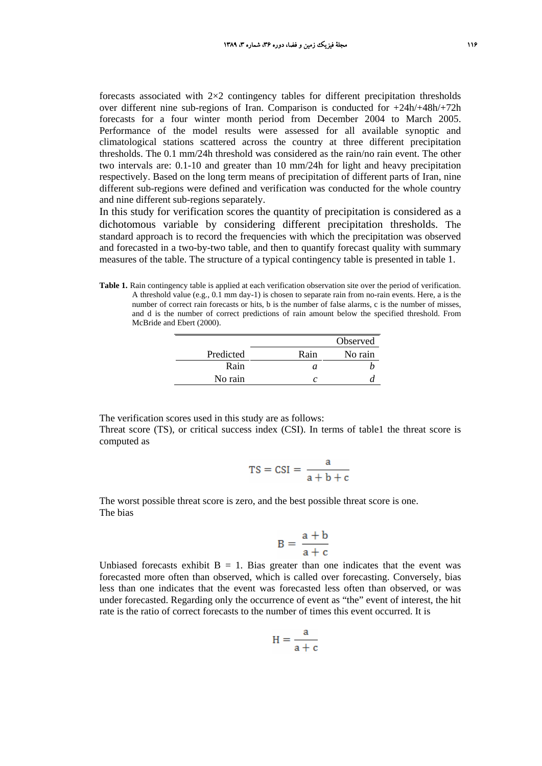forecasts associated with 2×2 contingency tables for different precipitation thresholds over different nine sub-regions of Iran. Comparison is conducted for +24h/+48h/+72h forecasts for a four winter month period from December 2004 to March 2005. Performance of the model results were assessed for all available synoptic and climatological stations scattered across the country at three different precipitation thresholds. The 0.1 mm/24h threshold was considered as the rain/no rain event. The other two intervals are: 0.1-10 and greater than 10 mm/24h for light and heavy precipitation respectively. Based on the long term means of precipitation of different parts of Iran, nine different sub-regions were defined and verification was conducted for the whole country and nine different sub-regions separately.

In this study for verification scores the quantity of precipitation is considered as a dichotomous variable by considering different precipitation thresholds. The standard approach is to record the frequencies with which the precipitation was observed and forecasted in a two-by-two table, and then to quantify forecast quality with summary measures of the table. The structure of a typical contingency table is presented in table 1.

**Table 1.** Rain contingency table is applied at each verification observation site over the period of verification. A threshold value (e.g., 0.1 mm day-1) is chosen to separate rain from no-rain events. Here, a is the number of correct rain forecasts or hits, b is the number of false alarms, c is the number of misses, and d is the number of correct predictions of rain amount below the specified threshold. From McBride and Ebert (2000).

| | Observed | |
|---|---|---|
| Predicted | Rain | No rain |
| Rain | *a* | *b* |
| No rain | *c* | *d* |

The verification scores used in this study are as follows:

Threat score (TS), or critical success index (CSI). In terms of table1 the threat score is computed as

$$\mathrm{TS} = \mathrm{CSI} = \frac{a}{a+b+c}$$

The worst possible threat score is zero, and the best possible threat score is one.

The bias

$$B = \frac{a+b}{a+c}$$

Unbiased forecasts exhibit B = 1. Bias greater than one indicates that the event was forecasted more often than observed, which is called over forecasting. Conversely, bias less than one indicates that the event was forecasted less often than observed, or was under forecasted. Regarding only the occurrence of event as “the” event of interest, the hit rate is the ratio of correct forecasts to the number of times this event occurred. It is

$$H = \frac{a}{a+c}$$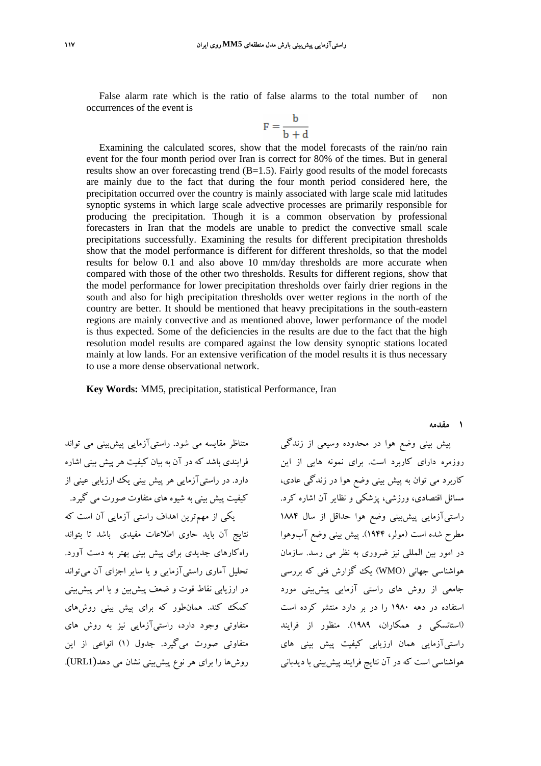False alarm rate which is the ratio of false alarms to the total number of non occurrences of the event is

$$F = \frac{b}{b + d}$$

Examining the calculated scores, show that the model forecasts of the rain/no rain event for the four month period over Iran is correct for 80% of the times. But in general results show an over forecasting trend (B=1.5). Fairly good results of the model forecasts are mainly due to the fact that during the four month period considered here, the precipitation occurred over the country is mainly associated with large scale mid latitudes synoptic systems in which large scale advective processes are primarily responsible for producing the precipitation. Though it is a common observation by professional forecasters in Iran that the models are unable to predict the convective small scale precipitations successfully. Examining the results for different precipitation thresholds show that the model performance is different for different thresholds, so that the model results for below 0.1 and also above 10 mm/day thresholds are more accurate when compared with those of the other two thresholds. Results for different regions, show that the model performance for lower precipitation thresholds over fairly drier regions in the south and also for high precipitation thresholds over wetter regions in the north of the country are better. It should be mentioned that heavy precipitations in the south-eastern regions are mainly convective and as mentioned above, lower performance of the model is thus expected. Some of the deficiencies in the results are due to the fact that the high resolution model results are compared against the low density synoptic stations located mainly at low lands. For an extensive verification of the model results it is thus necessary to use a more dense observational network.

**Key Words:** MM5, precipitation, statistical Performance, Iran

## ۱ مقدمه

پیش بینی وضع هوا در محدوده وسیعی از زندگی روزمره دارای کاربرد است. برای نمونه هایی از این کاربرد می توان به پیش بینی وضع هوا در زندگی عادی، مسائل اقتصادی، ورزشی، پزشکی و نظایر آن اشاره کرد. راستی‌آزمایی پیش‌بینی وضع هوا حداقل از سال ۱۸۸۴ مطرح شده است (مولر، ۱۹۴۴). پیش بینی وضع آب‌وهوا در امور بین المللی نیز ضروری به نظر می رسد. سازمان هواشناسی جهانی (WMO) یک گزارش فنی که بررسی جامعی از روش های راستی آزمایی پیش‌بینی مورد استفاده در دهه ۱۹۸۰ را در بر دارد منتشر کرده است (استانسکی و همکاران، ۱۹۸۹). منظور از فرایند راستی‌آزمایی همان ارزیابی کیفیت پیش بینی های هواشناسی است که در آن نتایج فرایند پیش‌بینی با دیدبانی متناظر مقایسه می شود. راستی‌آزمایی پیش‌بینی می تواند فرایندی باشد که در آن به بیان کیفیت هر پیش بینی اشاره دارد. در راستی‌آزمایی هر پیش بینی یک ارزیابی عینی از کیفیت پیش بینی به شیوه های متفاوت صورت می گیرد.

یکی از مهم‌ترین اهداف راستی آزمایی آن است که نتایج آن باید حاوی اطلاعات مفیدی باشد تا بتواند راه‌کارهای جدیدی برای پیش بینی بهتر به دست آورد. تحلیل آماری راستی‌آزمایی و یا سایر اجزای آن می‌تواند در ارزیابی نقاط قوت و ضعف پیش‌بین و یا امر پیش‌بینی کمک کند. همان‌طور که برای پیش بینی روش‌های متفاوتی وجود دارد، راستی‌آزمایی نیز به روش های متفاوتی صورت می‌گیرد. جدول (۱) انواعی از این روش‌ها را برای هر نوع پیش‌بینی نشان می دهد(URL1).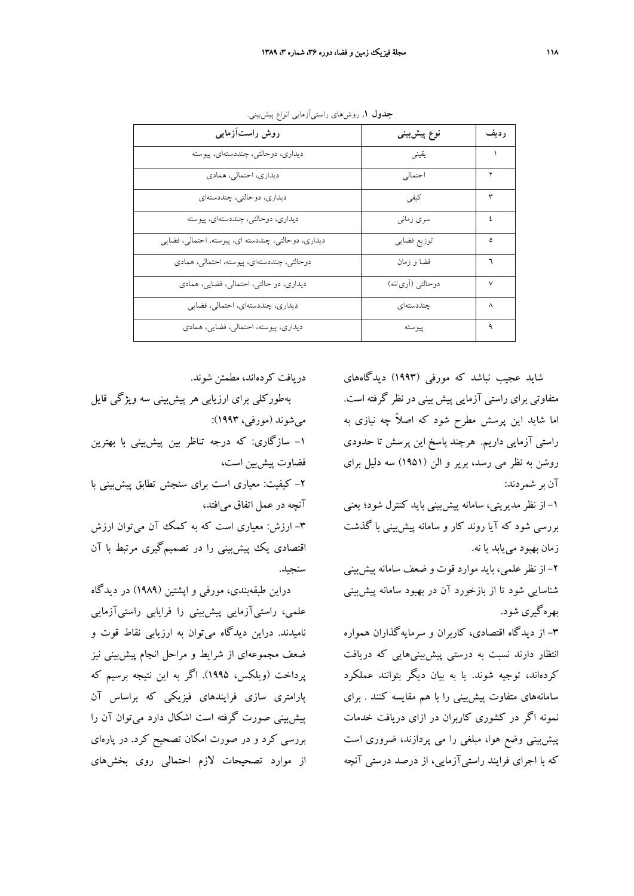**جدول ۱.** روش‌های راستی‌آزمایی انواع پیش‌بینی.

| ردیف | نوع پیش‌بینی | روش راست‌آزمایی |
| --- | --- | --- |
| ۱ | یقینی | دیداری، دوحالتی، چنددسته‌ای، پیوسته |
| ۲ | احتمالی | دیداری، احتمالی، همادی |
| ۳ | کیفی | دیداری، دوحالتی، چنددسته‌ای |
| ٤ | سری زمانی | دیداری، دوحالتی، چنددسته‌ای، پیوسته |
| ٥ | توزیع فضایی | دیداری، دوحالتی، چنددسته ای، پیوسته، احتمالی، فضایی |
| ٦ | فضا و زمان | دوحالتی، چنددسته‌ای، پیوسته، احتمالی، همادی |
| ۷ | دوحالتی (آری/نه) | دیداری، دو حالتی، احتمالی، فضایی، همادی |
| ۸ | چنددسته‌ای | دیداری، چنددسته‌ای، احتمالی، فضایی |
| ۹ | پیوسته | دیداری، پیوسته، احتمالی، فضایی، همادی |

شاید عجیب نباشد که مورفی (۱۹۹۳) دیدگاه‌های متفاوتی برای راستی آزمایی پیش بینی در نظر گرفته است. اما شاید این پرسش مطرح شود که اصلاً چه نیازی به راستی آزمایی داریم. هرچند پاسخ این پرسش تا حدودی روشن به نظر می رسد، بریر و الن (۱۹۵۱) سه دلیل برای آن بر شمردند:

۱- از نظر مدیریتی، سامانه پیش‌بینی باید کنترل شود؛ یعنی بررسی شود که آیا روند کار و سامانه پیش‌بینی با گذشت زمان بهبود می‌یابد یا نه.

۲- از نظر علمی، باید موارد قوت و ضعف سامانه پیش‌بینی شناسایی شود تا از بازخورد آن در بهبود سامانه پیش‌بینی بهره‌گیری شود.

۳- از دیدگاه اقتصادی، کاربران و سرمایه‌گذاران همواره انتظار دارند نسبت به درستی پیش‌بینی‌هایی که دریافت کرده‌اند، توجیه شوند. یا به بیان دیگر بتوانند عملکرد سامانه‌های متفاوت پیش‌بینی را با هم مقایسه کنند . برای نمونه اگر در کشوری کاربران در ازای دریافت خدمات پیش‌بینی وضع هوا، مبلغی را می پردازند، ضروری است که با اجرای فرایند راستی‌آزمایی، از درصد درستی آنچه دریافت کرده‌اند، مطمئن شوند.

به‌طورکلی برای ارزیابی هر پیش‌بینی سه ویژگی قایل می‌شوند (مورفی، ۱۹۹۳):

۱- سازگاری: که درجه تناظر بین پیش‌بینی با بهترین قضاوت پیش‌بین است،

۲- کیفیت: معیاری است برای سنجش تطابق پیش‌بینی با آنچه در عمل اتفاق می‌افتد،

۳- ارزش: معیاری است که به کمک آن می‌توان ارزش اقتصادی یک پیش‌بینی را در تصمیم‌گیری مرتبط با آن سنجید.

دراین طبقه‌بندی، مورفی و اپشتین (۱۹۸۹) در دیدگاه علمی، راستی‌آزمایی پیش‌بینی را فرایابی راستی‌آزمایی نامیدند. دراین دیدگاه می‌توان به ارزیابی نقاط قوت و ضعف مجموعه‌ای از شرایط و مراحل انجام پیش‌بینی نیز پرداخت (ویلکس، ۱۹۹۵). اگر به این نتیجه برسیم که پارامتری سازی فرایندهای فیزیکی که براساس آن پیش‌بینی صورت گرفته است اشکال دارد می‌توان آن را بررسی کرد و در صورت امکان تصحیح کرد. در پاره‌ای از موارد تصحیحات لازم احتمالی روی بخش‌های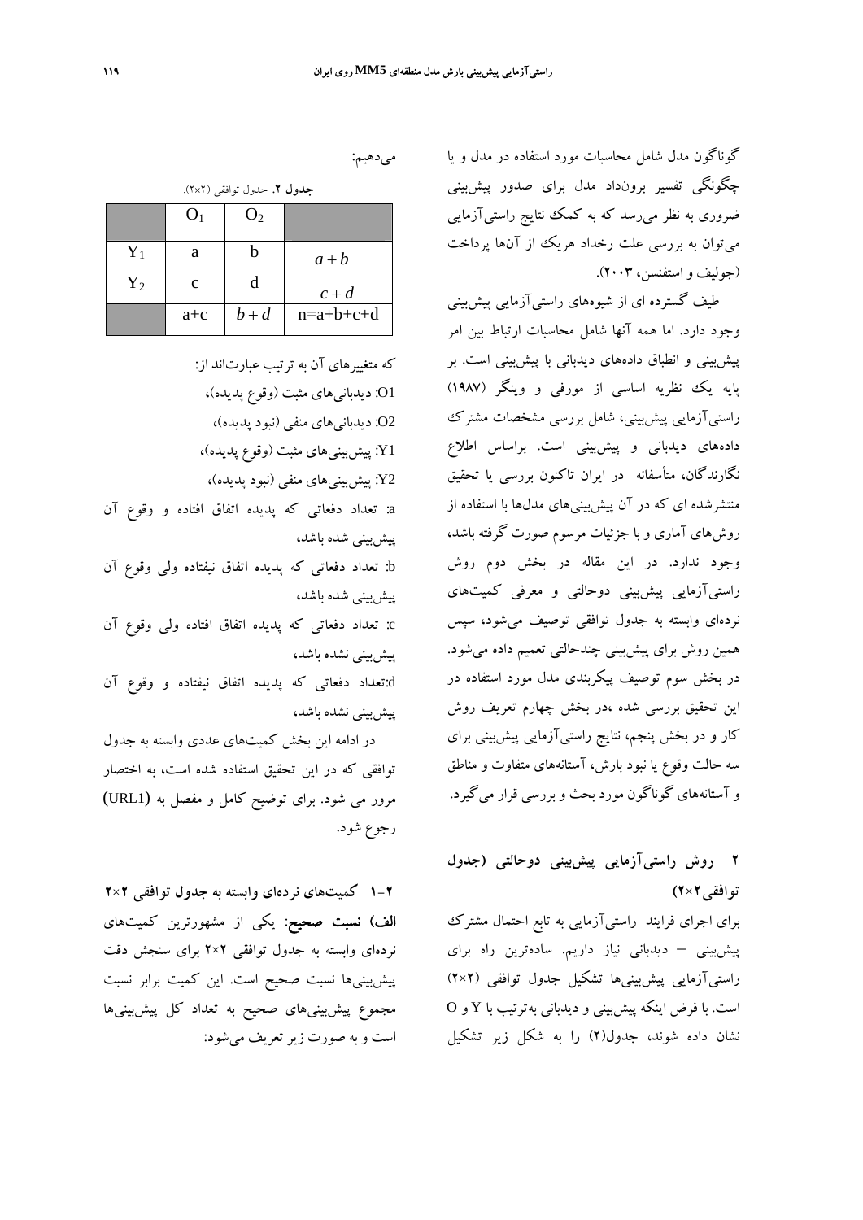گوناگون مدل شامل محاسبات مورد استفاده در مدل و یا چگونگی تفسیر برون‌داد مدل برای صدور پیش‌بینی ضروری به نظر می‌رسد که به کمک نتایج راستی‌آزمایی می‌توان به بررسی علت رخداد هریک از آن‌ها پرداخت (جولیف و استفنسن، ۲۰۰۳).

طیف گسترده ای از شیوه‌های راستی‌آزمایی پیش‌بینی وجود دارد. اما همه آنها شامل محاسبات ارتباط بین امر پیش‌بینی و انطباق داده‌های دیدبانی با پیش‌بینی است. بر پایه یک نظریه اساسی از مورفی و وینگر (۱۹۸۷) راستی‌آزمایی پیش‌بینی، شامل بررسی مشخصات مشترک داده‌های دیدبانی و پیش‌بینی است. براساس اطلاع نگارندگان، متأسفانه در ایران تاکنون بررسی یا تحقیق منتشرشده ای که در آن پیش‌بینی‌های مدل‌ها با استفاده از روش‌های آماری و با جزئیات مرسوم صورت گرفته باشد، وجود ندارد. در این مقاله در بخش دوم روش راستی‌آزمایی پیش‌بینی دوحالتی و معرفی کمیت‌های نرده‌ای وابسته به جدول توافقی توصیف می‌شود، سپس همین روش برای پیش‌بینی چندحالتی تعمیم داده می‌شود. در بخش سوم توصیف پیکربندی مدل مورد استفاده در این تحقیق بررسی شده ،در بخش چهارم تعریف روش کار و در بخش پنجم، نتایج راستی‌آزمایی پیش‌بینی برای سه حالت وقوع یا نبود بارش، آستانه‌های متفاوت و مناطق و آستانه‌های گوناگون مورد بحث و بررسی قرار می‌گیرد.

## ۲ روش راستی‌آزمایی پیش‌بینی دوحالتی (جدول توافقی۲×۲)

برای اجرای فرایند راستی‌آزمایی به تابع احتمال مشترک پیش‌بینی – دیدبانی نیاز داریم. ساده‌ترین راه برای راستی‌آزمایی پیش‌بینی‌ها تشکیل جدول توافقی (۲×۲) است. با فرض اینکه پیش‌بینی و دیدبانی به‌ترتیب با Y و O نشان داده شوند، جدول(۲) را به شکل زیر تشکیل می‌دهیم:

**جدول ۲.** جدول توافقی (۲×۲).

| | $O_1$ | $O_2$ | |
|---|---|---|---|
| $Y_1$ | a | b | $a+b$ |
| $Y_2$ | c | d | $c+d$ |
| | a+c | $b+d$ | n=a+b+c+d |

که متغیرهای آن به ترتیب عبارت‌اند از:

O1: دیدبانی‌های مثبت (وقوع پدیده)،

O2: دیدبانی‌های منفی (نبود پدیده)،

Y1: پیش‌بینی‌های مثبت (وقوع پدیده)،

Y2: پیش‌بینی‌های منفی (نبود پدیده)،

a: تعداد دفعاتی که پدیده اتفاق افتاده و وقوع آن پیش‌بینی شده باشد،

b: تعداد دفعاتی که پدیده اتفاق نیفتاده ولی وقوع آن پیش‌بینی شده باشد،

c: تعداد دفعاتی که پدیده اتفاق افتاده ولی وقوع آن پیش‌بینی نشده باشد،

d:تعداد دفعاتی که پدیده اتفاق نیفتاده و وقوع آن پیش‌بینی نشده باشد،

در ادامه این بخش کمیت‌های عددی وابسته به جدول توافقی که در این تحقیق استفاده شده است، به اختصار مرور می شود. برای توضیح کامل و مفصل به (URL1) رجوع شود.

### ۲-۱ کمیت‌های نرده‌ای وابسته به جدول توافقی ۲×۲

**الف) نسبت صحیح:** یکی از مشهورترین کمیت‌های نرده‌ای وابسته به جدول توافقی ۲×۲ برای سنجش دقت پیش‌بینی‌ها نسبت صحیح است. این کمیت برابر نسبت مجموع پیش‌بینی‌های صحیح به تعداد کل پیش‌بینی‌ها است و به صورت زیر تعریف می‌شود: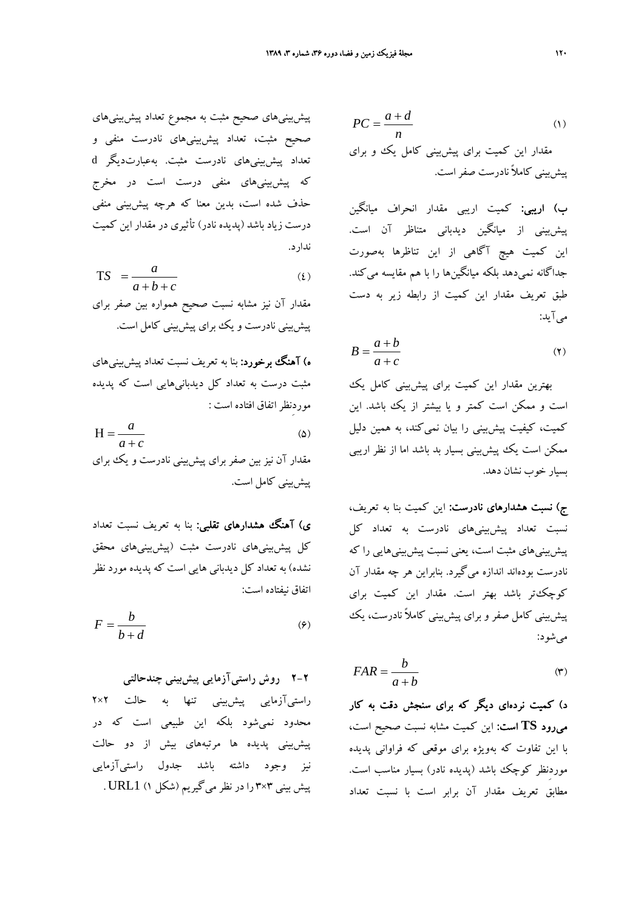$$PC = \frac{a+d}{n} \quad (1)$$

مقدار این کمیت برای پیش‌بینی کامل یک و برای پیش‌بینی کاملاً نادرست صفر است.

**ب) اریبی:** کمیت اریبی مقدار انحراف میانگین پیش‌بینی از میانگین دیدبانی متناظر آن است. این کمیت هیچ آگاهی از این تناظرها به‌صورت جداگانه نمی‌دهد بلکه میانگین‌ها را با هم مقایسه می‌کند. طبق تعریف مقدار این کمیت از رابطه زیر به دست می‌آید:

$$B = \frac{a+b}{a+c} \quad (2)$$

بهترین مقدار این کمیت برای پیش‌بینی کامل یک است و ممکن است کمتر و یا بیشتر از یک باشد. این کمیت، کیفیت پیش‌بینی را بیان نمی‌کند، به همین دلیل ممکن است یک پیش‌بینی بسیار بد باشد اما از نظر اریبی بسیار خوب نشان دهد.

**ج) نسبت هشدارهای نادرست:** این کمیت بنا به تعریف، نسبت تعداد پیش‌بینی‌های نادرست به تعداد کل پیش‌بینی‌های مثبت است، یعنی نسبت پیش‌بینی‌هایی را که نادرست بوده‌اند اندازه می‌گیرد. بنابراین هر چه مقدار آن کوچک‌تر باشد بهتر است. مقدار این کمیت برای پیش‌بینی کامل صفر و برای پیش‌بینی کاملاً نادرست، یک می‌شود:

$$FAR = \frac{b}{a+b} \quad (3)$$

**د) کمیت نرده‌ای دیگر که برای سنجش دقت به کار می‌رود TS است:** این کمیت مشابه نسبت صحیح است، با این تفاوت که به‌ویژه برای موقعی که فراوانی پدیده موردنظر کوچک باشد (پدیده نادر) بسیار مناسب است. مطابق تعریف مقدار آن برابر است با نسبت تعداد پیش‌بینی‌های صحیح مثبت به مجموع تعداد پیش‌بینی‌های صحیح مثبت، تعداد پیش‌بینی‌های نادرست منفی و تعداد پیش‌بینی‌های نادرست مثبت. به‌عبارت‌دیگر d که پیش‌بینی‌های منفی درست است در مخرج حذف شده است، بدین معنا که هرچه پیش‌بینی منفی درست زیاد باشد (پدیده نادر) تأثیری در مقدار این کمیت ندارد.

$$TS = \frac{a}{a+b+c} \quad (4)$$

مقدار آن نیز مشابه نسبت صحیح همواره بین صفر برای پیش‌بینی نادرست و یک برای پیش‌بینی کامل است.

**ه) آهنگ برخورد:** بنا به تعریف نسبت تعداد پیش‌بینی‌های مثبت درست به تعداد کل دیدبانی‌هایی است که پدیده موردنظر اتفاق افتاده است :

$$H = \frac{a}{a+c} \quad (5)$$

مقدار آن نیز بین صفر برای پیش‌بینی نادرست و یک برای پیش‌بینی کامل است.

**ی) آهنگ هشدارهای تقلبی:** بنا به تعریف نسبت تعداد کل پیش‌بینی‌های نادرست مثبت (پیش‌بینی‌های محقق نشده) به تعداد کل دیدبانی هایی است که پدیده مورد نظر اتفاق نیفتاده است:

$$F = \frac{b}{b+d} \quad (6)$$

### ۲-۲ روش راستی‌آزمایی پیش‌بینی چندحالتی

راستی‌آزمایی پیش‌بینی تنها به حالت ۲×۲ محدود نمی‌شود بلکه این طبیعی است که در پیش‌بینی پدیده ها مرتبه‌های بیش از دو حالت نیز وجود داشته باشد جدول راستی‌آزمایی پیش بینی ۳×۳ را در نظر می‌گیریم (شکل ۱) URL1 .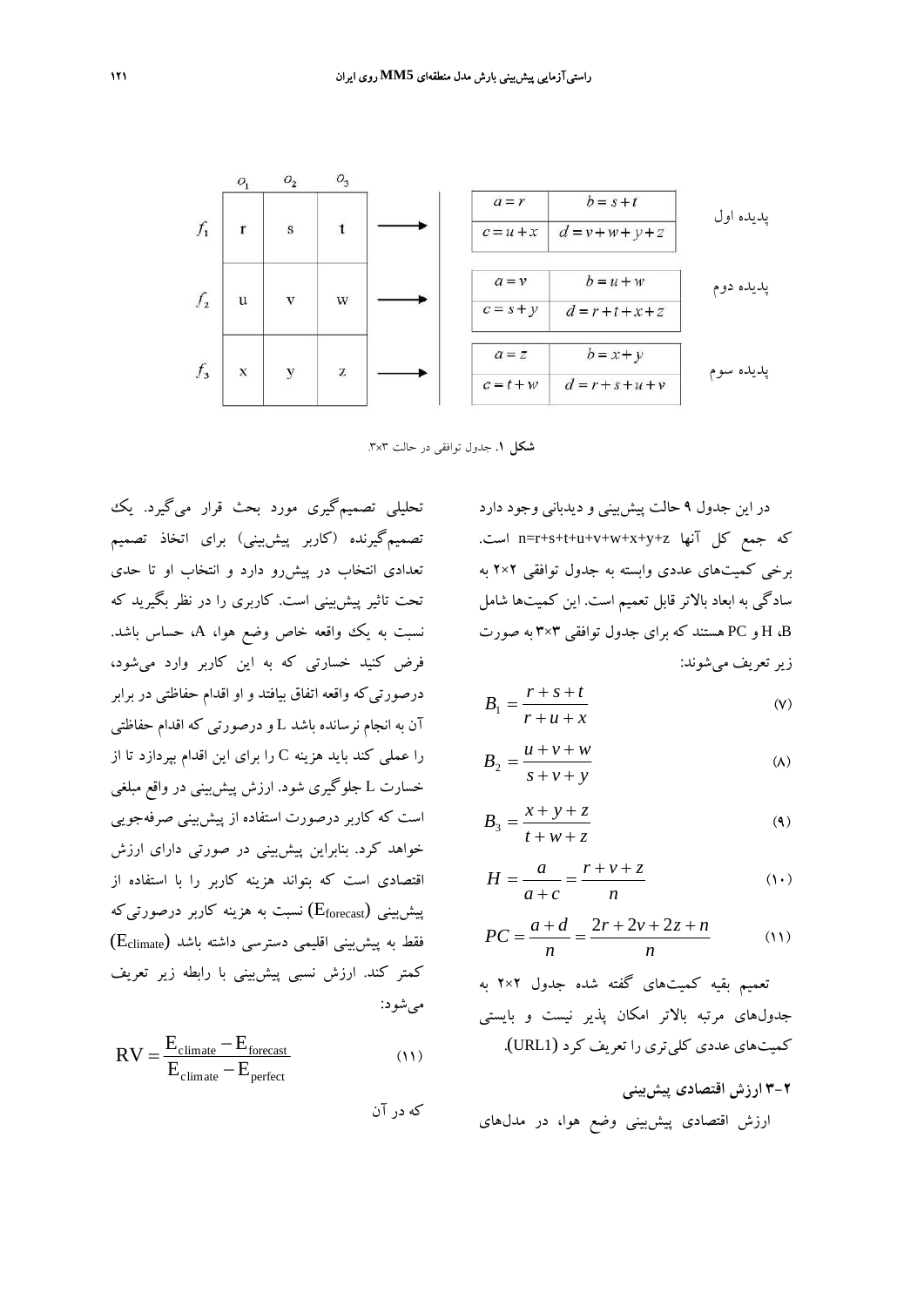|  | $o_1$ | $o_2$ | $o_3$ |
|---|---|---|---|
| $f_1$ | r | s | t |
| $f_2$ | u | v | w |
| $f_3$ | x | y | z |

پدیده اول

| $a = r$ | $b = s + t$ |
|---|---|
| $c = u + x$ | $d = v + w + y + z$ |

پدیده دوم

| $a = v$ | $b = u + w$ |
|---|---|
| $c = s + y$ | $d = r + t + x + z$ |

پدیده سوم

| $a = z$ | $b = x + y$ |
|---|---|
| $c = t + w$ | $d = r + s + u + v$ |

**شکل ۱.** جدول توافقی در حالت ۳×۳.

در این جدول ۹ حالت پیش‌بینی و دیدبانی وجود دارد که جمع کل آنها n=r+s+t+u+v+w+x+y+z است. برخی کمیت‌های عددی وابسته به جدول توافقی ۲×۲ به سادگی به ابعاد بالاتر قابل تعمیم است. این کمیت‌ها شامل B، H و PC هستند که برای جدول توافقی ۳×۳ به صورت زیر تعریف می‌شوند:

$$B_1 = \frac{r+s+t}{r+u+x} \qquad (۷)$$

$$B_2 = \frac{u+v+w}{s+v+y} \qquad (۸)$$

$$B_3 = \frac{x+y+z}{t+w+z} \qquad (۹)$$

$$H = \frac{a}{a+c} = \frac{r+v+z}{n} \qquad (۱۰)$$

$$PC = \frac{a+d}{n} = \frac{2r+2v+2z+n}{n} \qquad (۱۱)$$

تعمیم بقیه کمیت‌های گفته شده جدول ۲×۲ به جدول‌های مرتبه بالاتر امکان پذیر نیست و بایستی کمیت‌های عددی کلی‌تری را تعریف کرد (URL1).

### ۲-۳ ارزش اقتصادی پیش‌بینی

ارزش اقتصادی پیش‌بینی وضع هوا، در مدل‌های تحلیلی تصمیم‌گیری مورد بحث قرار می‌گیرد. یک تصمیم‌گیرنده (کاربر پیش‌بینی) برای اتخاذ تصمیم تعدادی انتخاب در پیش‌رو دارد و انتخاب او تا حدی تحت تاثیر پیش‌بینی است. کاربری را در نظر بگیرید که نسبت به یک واقعه خاص وضع هوا، A، حساس باشد. فرض کنید خسارتی که به این کاربر وارد می‌شود، درصورتی‌که واقعه اتفاق بیافتد و او اقدام حفاظتی در برابر آن به انجام نرسانده باشد L و درصورتی که اقدام حفاظتی را عملی کند باید هزینه C را برای این اقدام بپردازد تا از خسارت L جلوگیری شود. ارزش پیش‌بینی در واقع مبلغی است که کاربر درصورت استفاده از پیش‌بینی صرفه‌جویی خواهد کرد. بنابراین پیش‌بینی در صورتی دارای ارزش اقتصادی است که بتواند هزینه کاربر را با استفاده از پیش‌بینی ($E_{forecast}$) نسبت به هزینه کاربر درصورتی‌که فقط به پیش‌بینی اقلیمی دسترسی داشته باشد ($E_{climate}$) کمتر کند. ارزش نسبی پیش‌بینی با رابطه زیر تعریف می‌شود:

$$RV = \frac{E_{climate} - E_{forecast}}{E_{climate} - E_{perfect}} \qquad (۱۱)$$

که در آن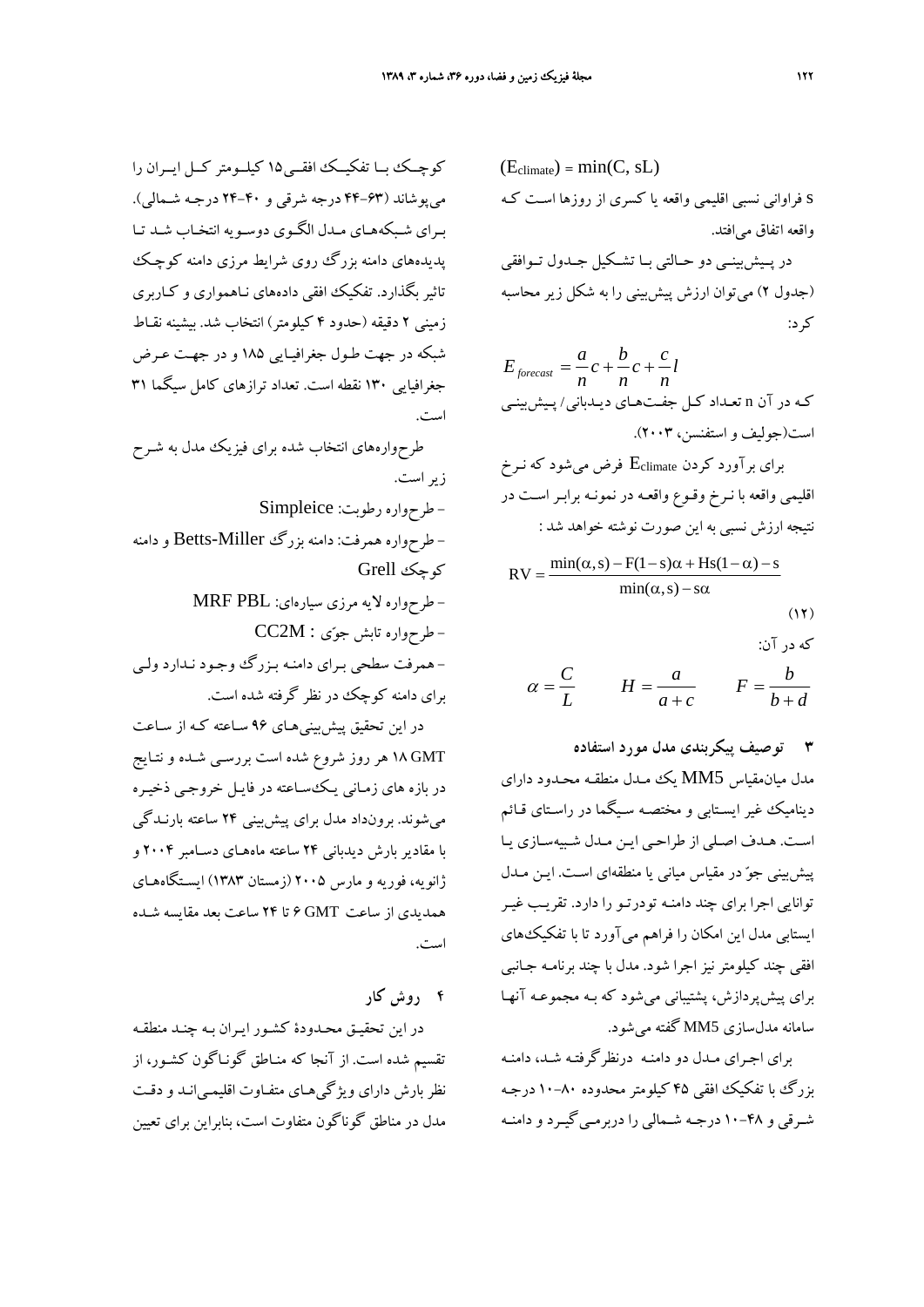$(E_{climate}) = \min(C, sL)$

s فراوانی نسبی اقلیمی واقعه یا کسری از روزها است که واقعه اتفاق می‌افتد.

در پیش‌بینی دو حالتی با تشکیل جدول توافقی (جدول ۲) می‌توان ارزش پیش‌بینی را به شکل زیر محاسبه کرد:

$$E_{forecast} = \frac{a}{n}c + \frac{b}{n}c + \frac{c}{n}l$$

که در آن n تعداد کل جفت‌های دیدبانی/ پیش‌بینی است(جولیف و استفنسن، ۲۰۰۳).

برای برآورد کردن $E_{climate}$ فرض می‌شود که نرخ اقلیمی واقعه با نرخ وقوع واقعه در نمونه برابر است در نتیجه ارزش نسبی به این صورت نوشته خواهد شد :

$$RV = \frac{\min(\alpha, s) - F(1-s)\alpha + Hs(1-\alpha) - s}{\min(\alpha, s) - s\alpha} \tag{۱۲}$$

که در آن:

$$\alpha = \frac{C}{L} \qquad H = \frac{a}{a+c} \qquad F = \frac{b}{b+d}$$

## ۳ توصیف پیکربندی مدل مورد استفاده

مدل میان‌مقیاس MM5 یک مدل منطقه محدود دارای دینامیک غیر ایستابی و مختصه سیگما در راستای قائم است. هدف اصلی از طراحی این مدل شبیه‌سازی یا پیش‌بینی جوّ در مقیاس میانی یا منطقه‌ای است. این مدل توانایی اجرا برای چند دامنه تودرتو را دارد. تقریب غیر ایستابی مدل این امکان را فراهم می‌آورد تا با تفکیک‌های افقی چند کیلومتر نیز اجرا شود. مدل با چند برنامه جانبی برای پیش‌پردازش، پشتیبانی می‌شود که به مجموعه آنها سامانه مدل‌سازی MM5 گفته می‌شود.

برای اجرای مدل دو دامنه درنظرگرفته شد، دامنه بزرگ با تفکیک افقی ۴۵ کیلومتر محدوده ۸۰-۱۰ درجه شرقی و ۴۸-۱۰ درجه شمالی را دربرمی‌گیرد و دامنه کوچک با تفکیک افقی ۱۵ کیلومتر کل ایران را می‌پوشاند (۶۳-۴۴ درجه شرقی و ۴۰-۲۴ درجه شمالی). برای شبکه‌های مدل الگوی دوسویه انتخاب شد تا پدیده‌های دامنه بزرگ روی شرایط مرزی دامنه کوچک تاثیر بگذارد. تفکیک افقی داده‌های ناهمواری و کاربری زمینی ۲ دقیقه (حدود ۴ کیلومتر) انتخاب شد. بیشینه نقاط شبکه در جهت طول جغرافیایی ۱۸۵ و در جهت عرض جغرافیایی ۱۳۰ نقطه است. تعداد ترازهای کامل سیگما ۳۱ است.

طرحواره‌های انتخاب شده برای فیزیک مدل به شرح زیر است.

- طرحواره رطوبت: Simpleice
- طرحواره همرفت: دامنه بزرگ Betts-Miller و دامنه کوچک Grell
- طرحواره لایه مرزی سیاره‌ای: MRF PBL
- طرحواره تابش جوّ : CC2M
- همرفت سطحی برای دامنه بزرگ وجود ندارد ولی برای دامنه کوچک در نظر گرفته شده است.

در این تحقیق پیش‌بینی‌های ۹۶ ساعته که از ساعت ۱۸ GMT هر روز شروع شده است بررسی شده و نتایج در بازه های زمانی یک‌ساعته در فایل خروجی ذخیره می‌شوند. برونداد مدل برای پیش‌بینی ۲۴ ساعته بارندگی با مقادیر بارش دیدبانی ۲۴ ساعته ماه‌های دسامبر ۲۰۰۴ و ژانویه، فوریه و مارس ۲۰۰۵ (زمستان ۱۳۸۳) ایستگاه‌های همدیدی از ساعت ۶ GMT تا ۲۴ ساعت بعد مقایسه شده است.

## ۴ روش کار

در این تحقیق محدودهٔ کشور ایران به چند منطقه تقسیم شده است. از آنجا که مناطق گوناگون کشور، از نظر بارش دارای ویژگی‌های متفاوت اقلیمی‌اند و دقت مدل در مناطق گوناگون متفاوت است، بنابراین برای تعیین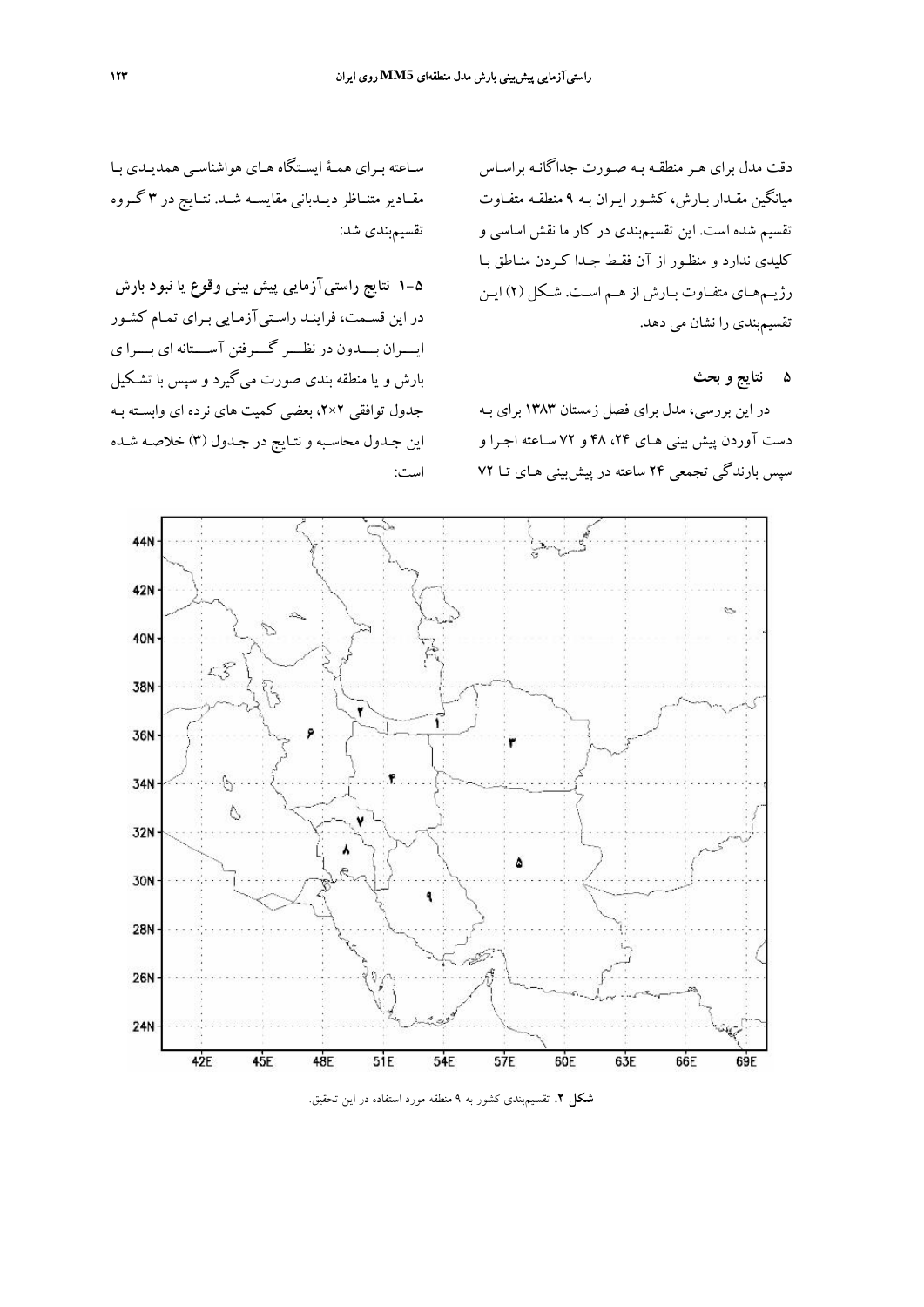دقت مدل برای هر منطقه به صورت جداگانه براساس میانگین مقدار بارش، کشور ایران به ۹ منطقه متفاوت تقسیم شده است. این تقسیم‌بندی در کار ما نقش اساسی و کلیدی ندارد و منظور از آن فقط جدا کردن مناطق با رژیم‌های متفاوت بارش از هم است. شکل (۲) این تقسیم‌بندی را نشان می دهد.

## ۵ نتایج و بحث

در این بررسی، مدل برای فصل زمستان ۱۳۸۳ برای به دست آوردن پیش بینی های ۲۴، ۴۸ و ۷۲ ساعته اجرا و سپس بارندگی تجمعی ۲۴ ساعته در پیش‌بینی های تا ۷۲ ساعته برای همهٔ ایستگاه های هواشناسی همدیدی با مقادیر متناظر دیدبانی مقایسه شد. نتایج در ۳ گروه تقسیم‌بندی شد:

### ۵-۱ نتایج راستی‌آزمایی پیش بینی وقوع یا نبود بارش

در این قسمت، فرایند راستی‌آزمایی برای تمام کشور ایران بدون در نظر گرفتن آستانه ای برای بارش و یا منطقه بندی صورت می‌گیرد و سپس با تشکیل جدول توافقی ۲×۲، بعضی کمیت های نرده ای وابسته به این جدول محاسبه و نتایج در جدول (۳) خلاصه شده است:

**شکل ۲.** تقسیم‌بندی کشور به ۹ منطقه مورد استفاده در این تحقیق.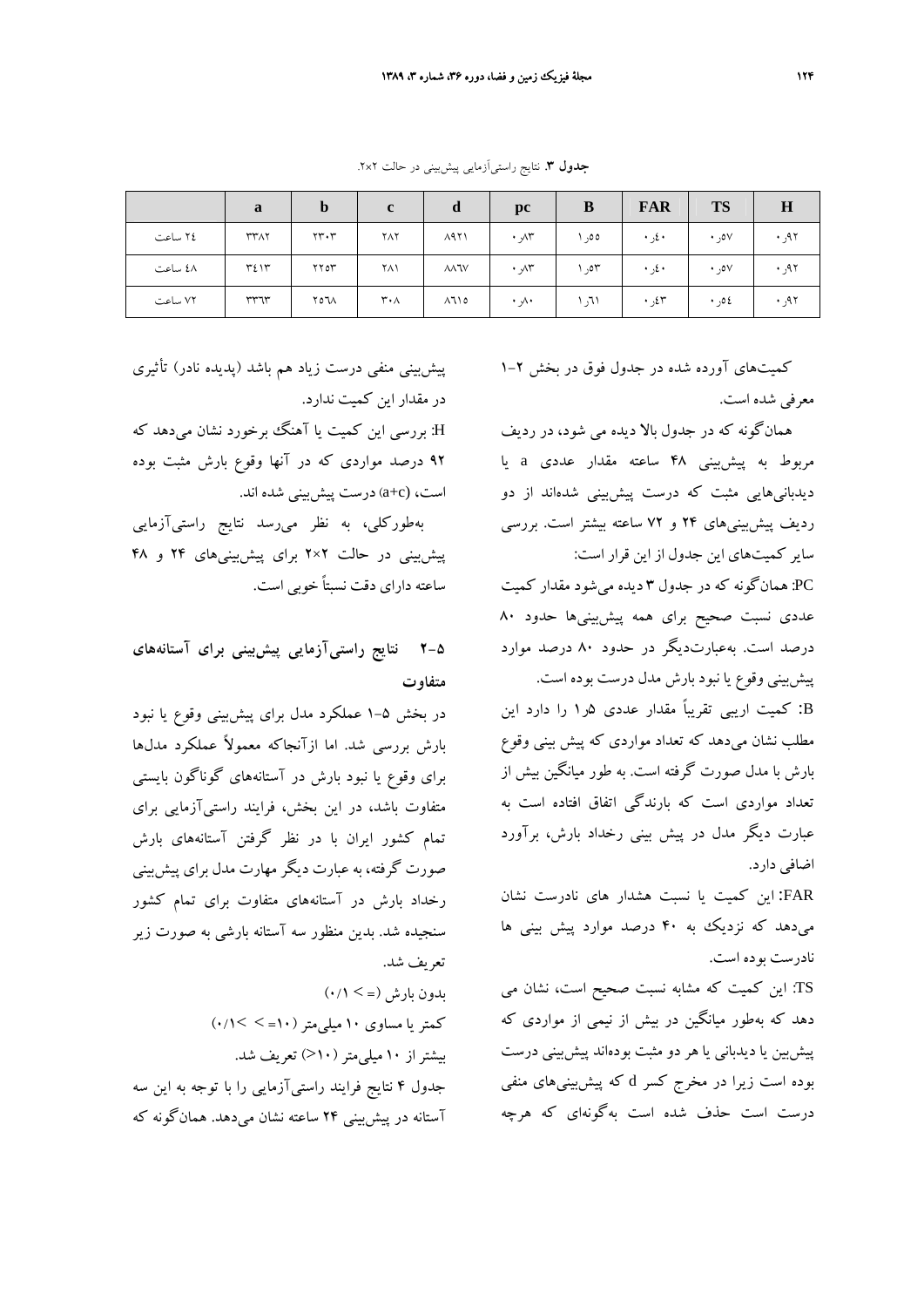**جدول ۳.** نتایج راستی‌آزمایی پیش‌بینی در حالت ۲×۲.

| | a | b | c | d | pc | B | FAR | TS | H |
|---|---|---|---|---|---|---|---|---|---|
| ۲٤ ساعت | ۳۳۸۲ | ۲۳۰۳ | ۲۸۲ | ۸۹۲۱ | ۰٫۸۳ | ۱٫۵۵ | ۰٫٤۰ | ۰٫۵۷ | ۰٫۹۲ |
| ٤۸ ساعت | ۳٤۱۳ | ۲۲۵۳ | ۲۸۱ | ۸۸٦۷ | ۰٫۸۳ | ۱٫۵۳ | ۰٫٤۰ | ۰٫۵۷ | ۰٫۹۲ |
| ۷۲ ساعت | ۳۳٦۳ | ۲۵٦۸ | ۳۰۸ | ۸٦۱۵ | ۰٫۸۰ | ۱٫٦۱ | ۰٫٤۳ | ۰٫۵٤ | ۰٫۹۲ |

کمیت‌های آورده شده در جدول فوق در بخش ۲-۱ معرفی شده است.

همان‌گونه که در جدول بالا دیده می شود، در ردیف مربوط به پیش‌بینی ۴۸ ساعته مقدار عددی a یا دیدبانی‌هایی مثبت که درست پیش‌بینی شده‌اند از دو ردیف پیش‌بینی‌های ۲۴ و ۷۲ ساعته بیشتر است. بررسی سایر کمیت‌های این جدول از این قرار است:

PC: همان‌گونه که در جدول ۳ دیده می‌شود مقدار کمیت عددی نسبت صحیح برای همه پیش‌بینی‌ها حدود ۸۰ درصد است. به‌عبارت‌دیگر در حدود ۸۰ درصد موارد پیش‌بینی وقوع یا نبود بارش مدل درست بوده است.

B: کمیت اریبی تقریباً مقدار عددی ۱٫۵ را دارد این مطلب نشان می‌دهد که تعداد مواردی که پیش بینی وقوع بارش با مدل صورت گرفته است. به طور میانگین بیش از تعداد مواردی است که بارندگی اتفاق افتاده است به عبارت دیگر مدل در پیش بینی رخداد بارش، برآورد اضافی دارد.

FAR: این کمیت یا نسبت هشدار های نادرست نشان می‌دهد که نزدیک به ۴۰ درصد موارد پیش بینی ها نادرست بوده است.

TS: این کمیت که مشابه نسبت صحیح است، نشان می دهد که به‌طور میانگین در بیش از نیمی از مواردی که پیش‌بین یا دیدبانی یا هر دو مثبت بوده‌اند پیش‌بینی درست بوده است زیرا در مخرج کسر d که پیش‌بینی‌های منفی درست است حذف شده است به‌گونه‌ای که هرچه پیش‌بینی منفی درست زیاد هم باشد (پدیده نادر) تأثیری در مقدار این کمیت ندارد.

H: بررسی این کمیت یا آهنگ برخورد نشان می‌دهد که ۹۲ درصد مواردی که در آنها وقوع بارش مثبت بوده است، (a+c) درست پیش‌بینی شده اند.

به‌طورکلی، به نظر می‌رسد نتایج راستی‌آزمایی پیش‌بینی در حالت ۲×۲ برای پیش‌بینی‌های ۲۴ و ۴۸ ساعته دارای دقت نسبتاً خوبی است.

## ۵-۲ نتایج راستی‌آزمایی پیش‌بینی برای آستانه‌های متفاوت

در بخش ۵-۱ عملکرد مدل برای پیش‌بینی وقوع یا نبود بارش بررسی شد. اما ازآنجاکه معمولاً عملکرد مدل‌ها برای وقوع یا نبود بارش در آستانه‌های گوناگون بایستی متفاوت باشد، در این بخش، فرایند راستی‌آزمایی برای تمام کشور ایران با در نظر گرفتن آستانه‌های بارش صورت گرفته، به عبارت دیگر مهارت مدل برای پیش‌بینی رخداد بارش در آستانه‌های متفاوت برای تمام کشور سنجیده شد. بدین منظور سه آستانه بارشی به صورت زیر تعریف شد.

بدون بارش (=< ۰/۱)

کمتر یا مساوی ۱۰ میلی‌متر (۱۰=< >۰/۱)

بیشتر از ۱۰ میلی‌متر (۱۰<) تعریف شد.

جدول ۴ نتایج فرایند راستی‌آزمایی را با توجه به این سه آستانه در پیش‌بینی ۲۴ ساعته نشان می‌دهد. همان‌گونه که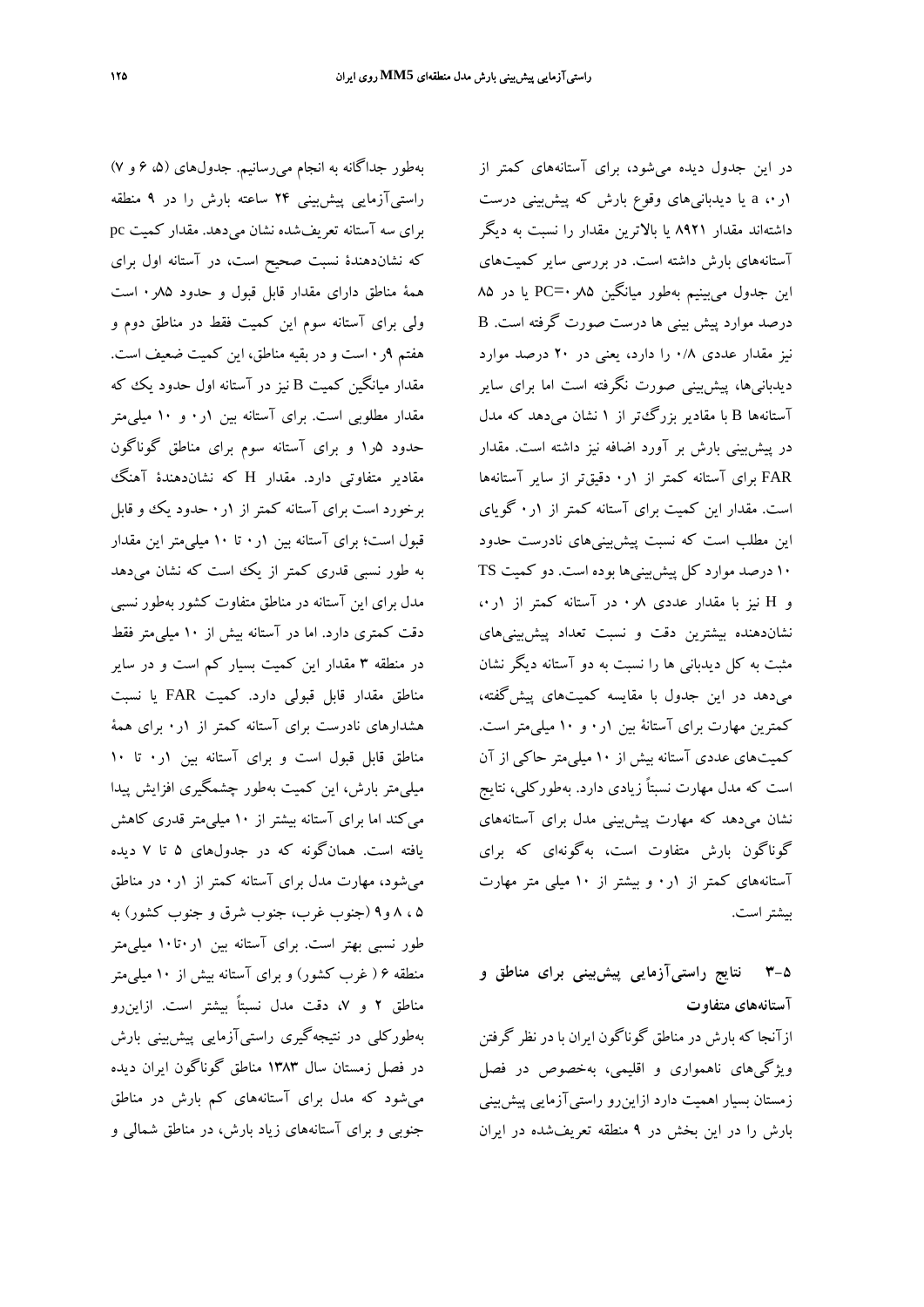در این جدول دیده می‌شود، برای آستانه‌های کمتر از ۱ر۰، a یا دیدبانی‌های وقوع بارش که پیش‌بینی درست داشته‌اند مقدار ۸۹۲۱ یا بالاترین مقدار را نسبت به دیگر آستانه‌های بارش داشته است. در بررسی سایر کمیت‌های این جدول می‌بینیم به‌طور میانگین PC=۰ر۸۵ یا در ۸۵ درصد موارد پیش بینی ها درست صورت گرفته است. B نیز مقدار عددی ۰/۸ را دارد، یعنی در ۲۰ درصد موارد دیدبانی‌ها، پیش‌بینی صورت نگرفته است اما برای سایر آستانه‌ها B با مقادیر بزرگ‌تر از ۱ نشان می‌دهد که مدل در پیش‌بینی بارش بر آورد اضافه نیز داشته است. مقدار FAR برای آستانه کمتر از ۱ر۰ دقیق‌تر از سایر آستانه‌ها است. مقدار این کمیت برای آستانه کمتر از ۱ر۰ گویای این مطلب است که نسبت پیش‌بینی‌های نادرست حدود ۱۰ درصد موارد کل پیش‌بینی‌ها بوده است. دو کمیت TS و H نیز با مقدار عددی ۰ر۸ در آستانه کمتر از ۱ر۰، نشان‌دهنده بیشترین دقت و نسبت تعداد پیش‌بینی‌های مثبت به کل دیدبانی ها را نسبت به دو آستانه دیگر نشان می‌دهد در این جدول با مقایسه کمیت‌های پیش‌گفته، کمترین مهارت برای آستانهٔ بین ۱ر۰ و ۱۰ میلی‌متر است. کمیت‌های عددی آستانه بیش از ۱۰ میلی‌متر حاکی از آن است که مدل مهارت نسبتاً زیادی دارد. به‌طورکلی، نتایج نشان می‌دهد که مهارت پیش‌بینی مدل برای آستانه‌های گوناگون بارش متفاوت است، به‌گونه‌ای که برای آستانه‌های کمتر از ۱ر۰ و بیشتر از ۱۰ میلی متر مهارت بیشتر است.

## ۳-۵ نتایج راستی‌آزمایی پیش‌بینی برای مناطق و آستانه‌های متفاوت

ازآنجا که بارش در مناطق گوناگون ایران با در نظر گرفتن ویژگی‌های ناهمواری و اقلیمی، به‌خصوص در فصل زمستان بسیار اهمیت دارد ازاین‌رو راستی‌آزمایی پیش‌بینی بارش را در این بخش در ۹ منطقه تعریف‌شده در ایران به‌طور جداگانه به انجام می‌رسانیم. جدول‌های (۵، ۶ و ۷) راستی‌آزمایی پیش‌بینی ۲۴ ساعته بارش را در ۹ منطقه برای سه آستانه تعریف‌شده نشان می‌دهد. مقدار کمیت pc که نشان‌دهندهٔ نسبت صحیح است، در آستانه اول برای همهٔ مناطق دارای مقدار قابل قبول و حدود ۰ر۸۵ است ولی برای آستانه سوم این کمیت فقط در مناطق دوم و هفتم ۰ر۹ است و در بقیه مناطق، این کمیت ضعیف است. مقدار میانگین کمیت B نیز در آستانه اول حدود یک که مقدار مطلوبی است. برای آستانه بین ۱ر۰ و ۱۰ میلی‌متر حدود ۱ر۵ و برای آستانه سوم برای مناطق گوناگون مقادیر متفاوتی دارد. مقدار H که نشان‌دهندهٔ آهنگ برخورد است برای آستانه کمتر از ۱ر۰ حدود یک و قابل قبول است؛ برای آستانه بین ۱ر۰ تا ۱۰ میلی‌متر این مقدار به طور نسبی قدری کمتر از یک است که نشان می‌دهد مدل برای این آستانه در مناطق متفاوت کشور به‌طور نسبی دقت کمتری دارد. اما در آستانه بیش از ۱۰ میلی‌متر فقط در منطقه ۳ مقدار این کمیت بسیار کم است و در سایر مناطق مقدار قابل قبولی دارد. کمیت FAR یا نسبت هشدارهای نادرست برای آستانه کمتر از ۱ر۰ برای همهٔ مناطق قابل قبول است و برای آستانه بین ۱ر۰ تا ۱۰ میلی‌متر بارش، این کمیت به‌طور چشمگیری افزایش پیدا می‌کند اما برای آستانه بیشتر از ۱۰ میلی‌متر قدری کاهش یافته است. همان‌گونه که در جدول‌های ۵ تا ۷ دیده می‌شود، مهارت مدل برای آستانه کمتر از ۱ر۰ در مناطق ۵ ، ۸ و۹ (جنوب غرب، جنوب شرق و جنوب کشور) به طور نسبی بهتر است. برای آستانه بین ۱ر۰تا۱۰ میلی‌متر منطقه ۶ ( غرب کشور) و برای آستانه بیش از ۱۰ میلی‌متر مناطق ۲ و ۷، دقت مدل نسبتاً بیشتر است. ازاین‌رو به‌طورکلی در نتیجه‌گیری راستی‌آزمایی پیش‌بینی بارش در فصل زمستان سال ۱۳۸۳ مناطق گوناگون ایران دیده می‌شود که مدل برای آستانه‌های کم بارش در مناطق جنوبی و برای آستانه‌های زیاد بارش، در مناطق شمالی و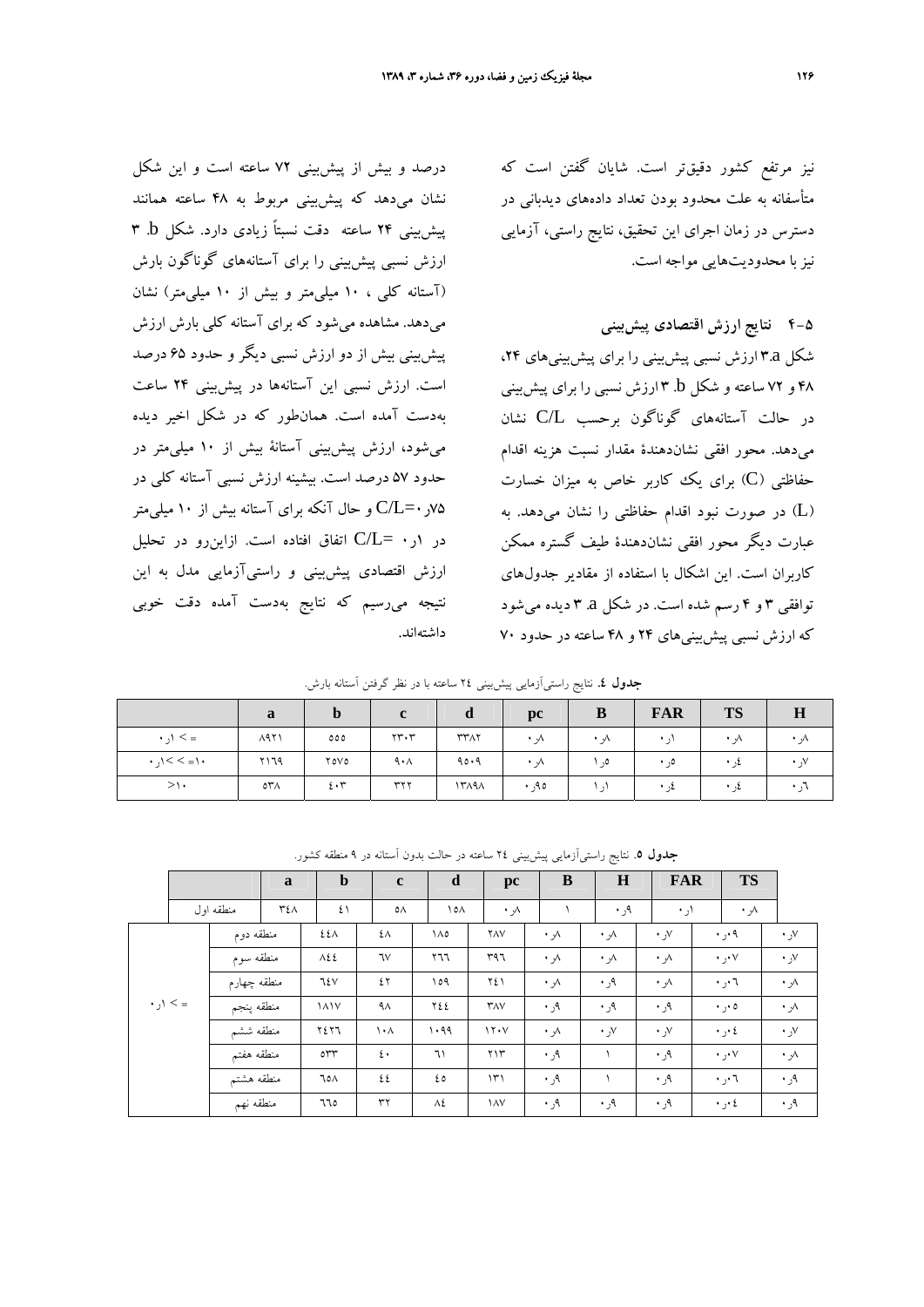نیز مرتفع کشور دقیق‌تر است. شایان گفتن است که متأسفانه به علت محدود بودن تعداد داده‌های دیدبانی در دسترس در زمان اجرای این تحقیق، نتایج راستی، آزمایی نیز با محدودیت‌هایی مواجه است.

### ۵-۴ نتایج ارزش اقتصادی پیش‌بینی

شکل ۳.a ارزش نسبی پیش‌بینی را برای پیش‌بینی‌های ۲۴، ۴۸ و ۷۲ ساعته و شکل ۳.b ارزش نسبی را برای پیش‌بینی در حالت آستانه‌های گوناگون برحسب C/L نشان می‌دهد. محور افقی نشان‌دهندهٔ مقدار نسبت هزینه اقدام حفاظتی (C) برای یک کاربر خاص به میزان خسارت (L) در صورت نبود اقدام حفاظتی را نشان می‌دهد. به عبارت دیگر محور افقی نشان‌دهندهٔ طیف گستره ممکن کاربران است. این اشکال با استفاده از مقادیر جدول‌های توافقی ۳ و ۴ رسم شده است. در شکل ۳.a دیده می‌شود که ارزش نسبی پیش‌بینی‌های ۲۴ و ۴۸ ساعته در حدود ۷۰ درصد و بیش از پیش‌بینی ۷۲ ساعته است و این شکل نشان می‌دهد که پیش‌بینی مربوط به ۴۸ ساعته همانند پیش‌بینی ۲۴ ساعته دقت نسبتاً زیادی دارد. شکل ۳.b ارزش نسبی پیش‌بینی را برای آستانه‌های گوناگون بارش (آستانه کلی ، ۱۰ میلی‌متر و بیش از ۱۰ میلی‌متر) نشان می‌دهد. مشاهده می‌شود که برای آستانه کلی بارش ارزش پیش‌بینی بیش از دو ارزش نسبی دیگر و حدود ۶۵ درصد است. ارزش نسبی این آستانه‌ها در پیش‌بینی ۲۴ ساعت به‌دست آمده است. همان‌طور که در شکل اخیر دیده می‌شود، ارزش پیش‌بینی آستانهٔ بیش از ۱۰ میلی‌متر در حدود ۵۷ درصد است. بیشینه ارزش نسبی آستانه کلی در C/L=۰٫۷۵ و حال آنکه برای آستانه بیش از ۱۰ میلی‌متر در C/L= ۰٫۱ اتفاق افتاده است. ازاین‌رو در تحلیل ارزش اقتصادی پیش‌بینی و راستی‌آزمایی مدل به این نتیجه می‌رسیم که نتایج به‌دست آمده دقت خوبی داشته‌اند.

**جدول ٤.** نتایج راستی‌آزمایی پیش‌بینی ٢٤ ساعته با در نظر گرفتن آستانه بارش.

| | a | b | c | d | pc | B | FAR | TS | H |
|---|---|---|---|---|---|---|---|---|---|
| = < ۰٫۱ | ۸۹۲۱ | ۵۵۵ | ۲۳۰۳ | ۳۳۸۲ | ۰٫۸ | ۰٫۸ | ۰٫۱ | ۰٫۸ | ۰٫۸ |
| =۱۰> >۰٫۱ | ۲۱۶۹ | ۲۵۷۵ | ۹۰۸ | ۹۵۰۹ | ۰٫۸ | ۱٫۵ | ۰٫۵ | ۰٫۴ | ۰٫۷ |
| >۱۰ | ۵۳۸ | ۴۰۳ | ۳۲۲ | ۱۳۸۹۸ | ۰٫۹۵ | ۱٫۱ | ۰٫۴ | ۰٫۴ | ۰٫۶ |

**جدول ٥.** نتایج راستی‌آزمایی پیش‌بینی ٢٤ ساعته در حالت بدون آستانه در ٩ منطقه کشور.

| | | a | b | c | d | pc | B | H | FAR | TS |
|---|---|---|---|---|---|---|---|---|---|---|
| = < ۰٫۱ | منطقه اول | ۳۴۸ | ۴۱ | ۵۸ | ۱۵۸ | ۰٫۸ | ۱ | ۰٫۹ | ۰٫۱ | ۰٫۸ |
| | منطقه دوم | ۴۴۸ | ۴۸ | ۱۸۵ | ۲۸۷ | ۰٫۸ | ۰٫۸ | ۰٫۷ | ۰٫۰۹ | ۰٫۷ |
| | منطقه سوم | ۸۴۴ | ۶۷ | ۲۶۶ | ۳۹۶ | ۰٫۸ | ۰٫۸ | ۰٫۸ | ۰٫۰۷ | ۰٫۷ |
| | منطقه چهارم | ۶۴۷ | ۴۲ | ۱۵۹ | ۲۴۱ | ۰٫۸ | ۰٫۹ | ۰٫۸ | ۰٫۰۶ | ۰٫۸ |
| | منطقه پنجم | ۱۸۱۷ | ۹۸ | ۲۴۴ | ۳۸۷ | ۰٫۹ | ۰٫۹ | ۰٫۹ | ۰٫۰۵ | ۰٫۸ |
| | منطقه ششم | ۲۴۲۶ | ۱۰۸ | ۱۰۹۹ | ۱۲۰۷ | ۰٫۸ | ۰٫۷ | ۰٫۷ | ۰٫۰۴ | ۰٫۷ |
| | منطقه هفتم | ۵۳۳ | ۴۰ | ۶۱ | ۲۱۳ | ۰٫۹ | ۱ | ۰٫۹ | ۰٫۰۷ | ۰٫۸ |
| | منطقه هشتم | ۶۵۸ | ۴۴ | ۴۵ | ۱۳۱ | ۰٫۹ | ۱ | ۰٫۹ | ۰٫۰۶ | ۰٫۹ |
| | منطقه نهم | ۶۶۵ | ۳۲ | ۸۴ | ۱۸۷ | ۰٫۹ | ۰٫۹ | ۰٫۹ | ۰٫۰۴ | ۰٫۹ |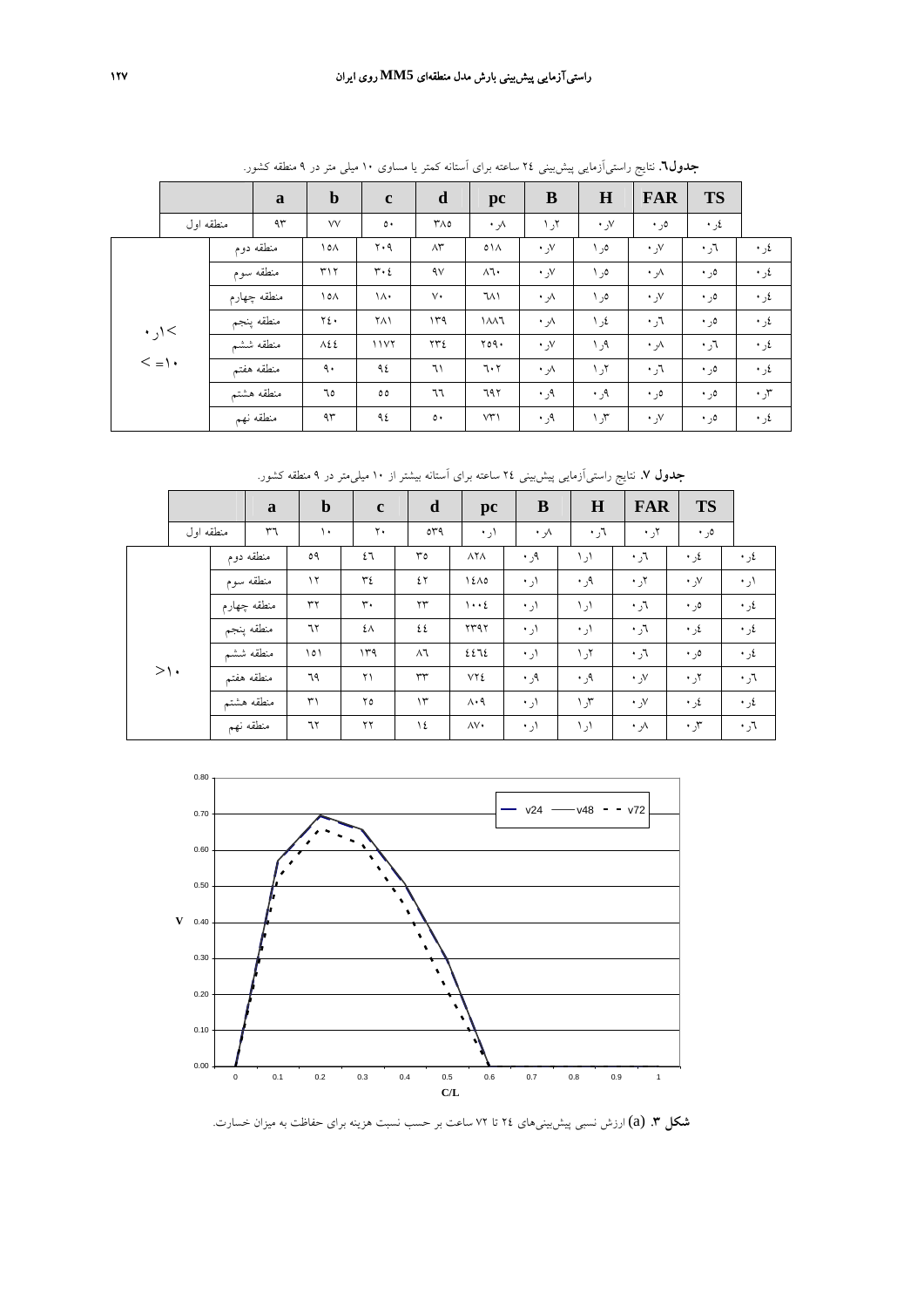**جدول۶.** نتایج راستی‌آزمایی پیش‌بینی ۲۴ ساعته برای آستانه کمتر یا مساوی ۱۰ میلی متر در ۹ منطقه کشور.

| آستانه | منطقه | a | b | c | d | pc | B | H | FAR | TS |
|---|---|---|---|---|---|---|---|---|---|---|
| ۰ر۱< و =>۱۰ | منطقه اول | ۹۳ | ۷۷ | ۵۰ | ۳۸۵ | ۰ر۸ | ۱ر۲ | ۰ر۷ | ۰ر۵ | ۰ر۴ |
| | منطقه دوم | ۱۵۸ | ۲۰۹ | ۸۳ | ۵۱۸ | ۰ر۷ | ۱ر۵ | ۰ر۷ | ۰ر۶ | ۰ر۴ |
| | منطقه سوم | ۳۱۲ | ۳۰۴ | ۹۷ | ۸۶۰ | ۰ر۷ | ۱ر۵ | ۰ر۸ | ۰ر۵ | ۰ر۴ |
| | منطقه چهارم | ۱۵۸ | ۱۸۰ | ۷۰ | ۶۸۱ | ۰ر۸ | ۱ر۵ | ۰ر۷ | ۰ر۵ | ۰ر۴ |
| | منطقه پنجم | ۲۴۰ | ۲۸۱ | ۱۳۹ | ۱۸۸۶ | ۰ر۸ | ۱ر۴ | ۰ر۶ | ۰ر۵ | ۰ر۴ |
| | منطقه ششم | ۸۴۴ | ۱۱۷۲ | ۲۳۴ | ۲۵۹۰ | ۰ر۷ | ۱ر۹ | ۰ر۸ | ۰ر۶ | ۰ر۴ |
| | منطقه هفتم | ۹۰ | ۹۴ | ۶۱ | ۶۰۲ | ۰ر۸ | ۱ر۲ | ۰ر۶ | ۰ر۵ | ۰ر۴ |
| | منطقه هشتم | ۶۵ | ۵۵ | ۶۶ | ۶۹۲ | ۰ر۹ | ۰ر۹ | ۰ر۵ | ۰ر۵ | ۰ر۳ |
| | منطقه نهم | ۹۳ | ۹۴ | ۵۰ | ۷۳۱ | ۰ر۹ | ۱ر۳ | ۰ر۷ | ۰ر۵ | ۰ر۴ |

**جدول ۷.** نتایج راستی‌آزمایی پیش‌بینی ۲۴ ساعته برای آستانه بیشتر از ۱۰ میلی‌متر در ۹ منطقه کشور.

| آستانه | منطقه | a | b | c | d | pc | B | H | FAR | TS |
|---|---|---|---|---|---|---|---|---|---|---|
| >۱۰ | منطقه اول | ۳۶ | ۱۰ | ۲۰ | ۵۳۹ | ۱ر۰ | ۰ر۸ | ۰ر۶ | ۰ر۲ | ۰ر۵ |
| | منطقه دوم | ۵۹ | ۴۶ | ۳۵ | ۸۲۸ | ۰ر۹ | ۱ر۱ | ۰ر۶ | ۰ر۴ | ۰ر۴ |
| | منطقه سوم | ۱۲ | ۳۴ | ۴۲ | ۱۴۸۵ | ۱ر۰ | ۰ر۹ | ۰ر۲ | ۰ر۷ | ۰ر۱ |
| | منطقه چهارم | ۳۲ | ۳۰ | ۲۳ | ۱۰۰۴ | ۱ر۰ | ۱ر۱ | ۰ر۶ | ۰ر۵ | ۰ر۴ |
| | منطقه پنجم | ۶۲ | ۴۸ | ۴۴ | ۲۳۹۲ | ۱ر۰ | ۱ر۰ | ۰ر۶ | ۰ر۴ | ۰ر۴ |
| | منطقه ششم | ۱۵۱ | ۱۳۹ | ۸۶ | ۴۴۶۴ | ۱ر۰ | ۱ر۲ | ۰ر۶ | ۰ر۵ | ۰ر۴ |
| | منطقه هفتم | ۶۹ | ۲۱ | ۳۳ | ۷۲۴ | ۰ر۹ | ۰ر۹ | ۰ر۷ | ۰ر۲ | ۰ر۶ |
| | منطقه هشتم | ۳۱ | ۲۵ | ۱۳ | ۸۰۹ | ۱ر۰ | ۱ر۳ | ۰ر۷ | ۰ر۴ | ۰ر۴ |
| | منطقه نهم | ۶۲ | ۲۲ | ۱۴ | ۸۷۰ | ۱ر۰ | ۱ر۱ | ۰ر۸ | ۰ر۳ | ۰ر۶ |

**شکل ۳.** (a) ارزش نسبی پیش‌بینی‌های ۲۴ تا ۷۲ ساعت بر حسب نسبت هزینه برای حفاظت به میزان خسارت.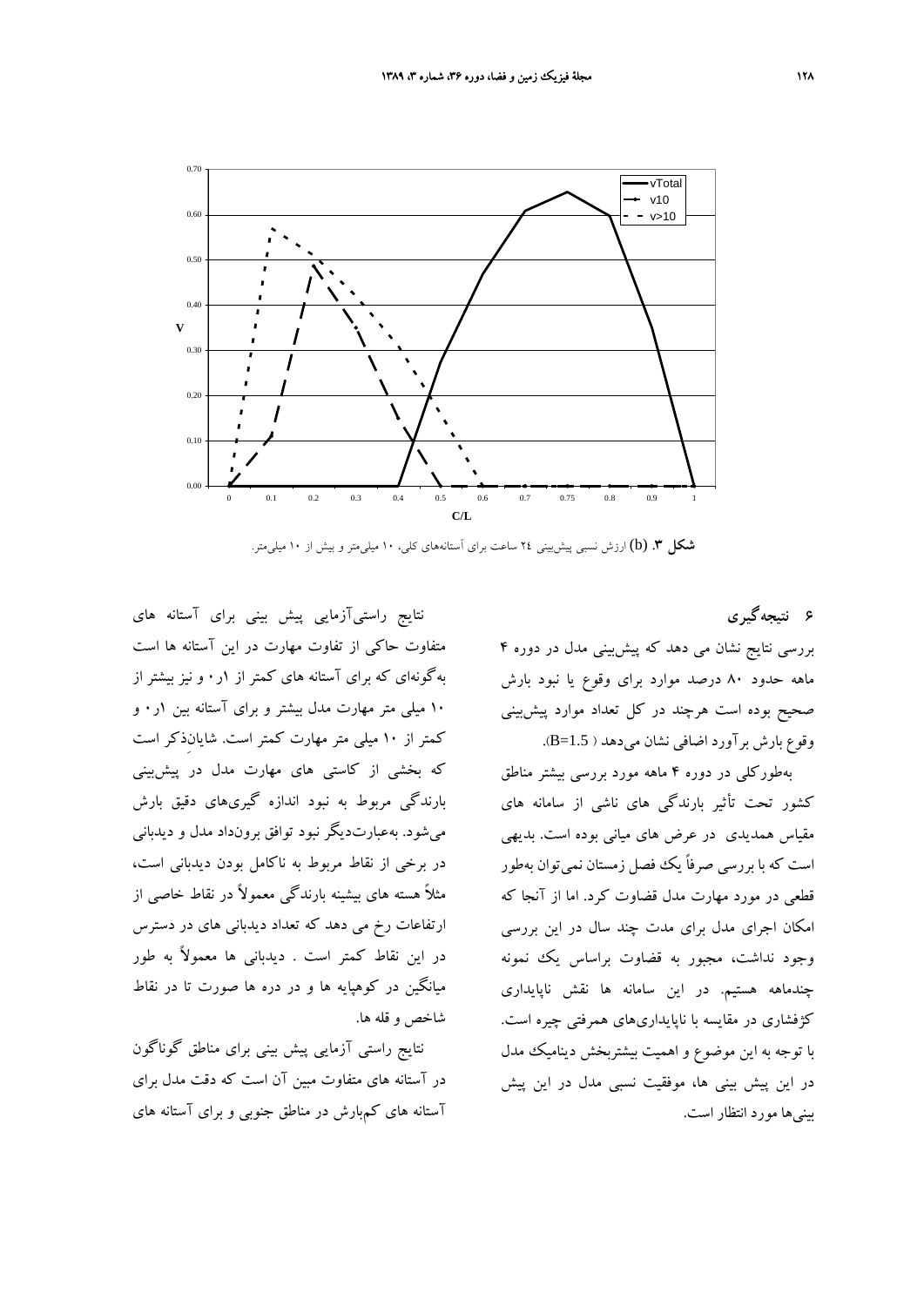**شکل ۳.** (b) ارزش نسبی پیش‌بینی ۲۴ ساعت برای آستانه‌های کلی، ۱۰ میلی‌متر و بیش از ۱۰ میلی‌متر.

## ۶ نتیجه‌گیری

بررسی نتایج نشان می دهد که پیش‌بینی مدل در دوره ۴ ماهه حدود ۸۰ درصد موارد برای وقوع یا نبود بارش صحیح بوده است هرچند در کل تعداد موارد پیش‌بینی وقوع بارش برآورد اضافی نشان می‌دهد ( B=1.5).

به‌طورکلی در دوره ۴ ماهه مورد بررسی بیشتر مناطق کشور تحت تأثیر بارندگی های ناشی از سامانه های مقیاس همدیدی در عرض های میانی بوده است. بدیهی است که با بررسی صرفاً یک فصل زمستان نمی‌توان به‌طور قطعی در مورد مهارت مدل قضاوت کرد. اما از آنجا که امکان اجرای مدل برای مدت چند سال در این بررسی وجود نداشت، مجبور به قضاوت براساس یک نمونه چندماهه هستیم. در این سامانه ها نقش ناپایداری کژفشاری در مقایسه با ناپایداری‌های همرفتی چیره است. با توجه به این موضوع و اهمیت بیشتربخش دینامیک مدل در این پیش بینی ها، موفقیت نسبی مدل در این پیش بینی‌ها مورد انتظار است.

نتایج راستی‌آزمایی پیش بینی برای آستانه های متفاوت حاکی از تفاوت مهارت در این آستانه ها است به‌گونه‌ای که برای آستانه های کمتر از ۱ر۰ و نیز بیشتر از ۱۰ میلی متر مهارت مدل بیشتر و برای آستانه بین ۱ر۰ و کمتر از ۱۰ میلی متر مهارت کمتر است. شایان‌ذکر است که بخشی از کاستی های مهارت مدل در پیش‌بینی بارندگی مربوط به نبود اندازه گیری‌های دقیق بارش می‌شود. به‌عبارت‌دیگر نبود توافق برون‌داد مدل و دیدبانی در برخی از نقاط مربوط به ناکامل بودن دیدبانی است، مثلاً هسته های بیشینه بارندگی معمولاً در نقاط خاصی از ارتفاعات رخ می دهد که تعداد دیدبانی های در دسترس در این نقاط کمتر است . دیدبانی ها معمولاً به طور میانگین در کوهپایه ها و در دره ها صورت تا در نقاط شاخص و قله ها.

نتایج راستی آزمایی پیش بینی برای مناطق گوناگون در آستانه های متفاوت مبین آن است که دقت مدل برای آستانه های کم‌بارش در مناطق جنوبی و برای آستانه های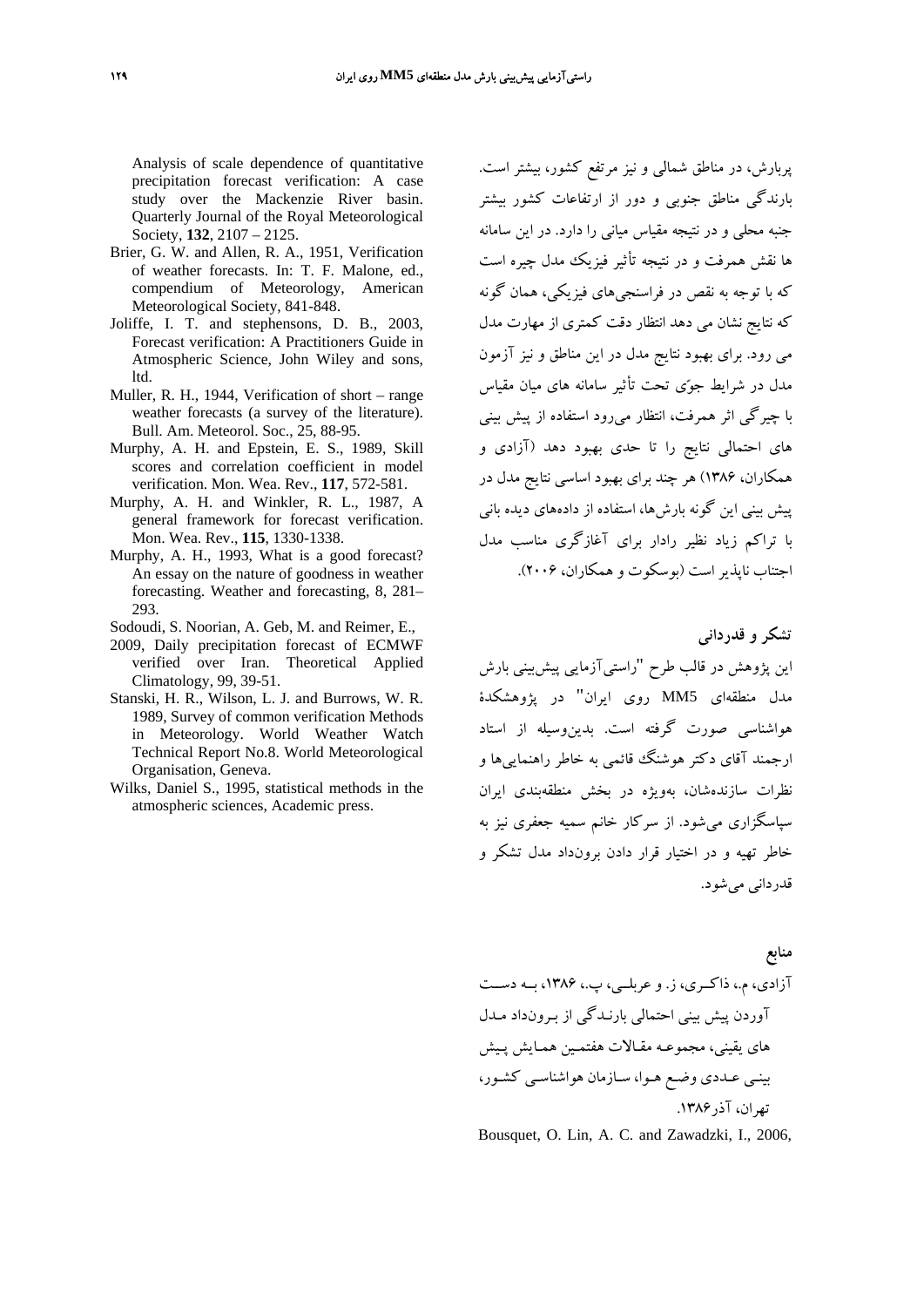پربارش، در مناطق شمالی و نیز مرتفع کشور، بیشتر است. بارندگی مناطق جنوبی و دور از ارتفاعات کشور بیشتر جنبه محلی و در نتیجه مقیاس میانی را دارد. در این سامانه ها نقش همرفت و در نتیجه تأثیر فیزیک مدل چیره است که با توجه به نقص در فراسنجی‌های فیزیکی، همان گونه که نتایج نشان می دهد انتظار دقت کمتری از مهارت مدل می رود. برای بهبود نتایج مدل در این مناطق و نیز آزمون مدل در شرایط جوّی تحت تأثیر سامانه های میان مقیاس با چیرگی اثر همرفت، انتظار می‌رود استفاده از پیش بینی های احتمالی نتایج را تا حدی بهبود دهد (آزادی و همکاران، ۱۳۸۶) هر چند برای بهبود اساسی نتایج مدل در پیش بینی این گونه بارش‌ها، استفاده از داده‌های دیده بانی با تراکم زیاد نظیر رادار برای آغازگری مناسب مدل اجتناب ناپذیر است (بوسکوت و همکاران، ۲۰۰۶).

## تشکر و قدردانی

این پژوهش در قالب طرح "راستی‌آزمایی پیش‌بینی بارش مدل منطقه‌ای MM5 روی ایران" در پژوهشکدهٔ هواشناسی صورت گرفته است. بدین‌وسیله از استاد ارجمند آقای دکتر هوشنگ قائمی به خاطر راهنمایی‌ها و نظرات سازنده‌شان، به‌ویژه در بخش منطقه‌بندی ایران سپاسگزاری می‌شود. از سرکار خانم سمیه جعفری نیز به خاطر تهیه و در اختیار قرار دادن برونداد مدل تشکر و قدردانی می‌شود.

## منابع

آزادی، م.، ذاکری، ز. و عربلی، پ.، ۱۳۸۶، بـه دسـت آوردن پیش بینی احتمالی بارنـدگی از برونداد مـدل های یقینی، مجموعه مقالات هفتمین همایش پیش بینـی عـددی وضـع هـوا، سـازمان هواشناسـی کشـور، تهران، آذر۱۳۸۶.

Bousquet, O. Lin, A. C. and Zawadzki, I., 2006, Analysis of scale dependence of quantitative precipitation forecast verification: A case study over the Mackenzie River basin. Quarterly Journal of the Royal Meteorological Society, **132**, 2107 – 2125.

Brier, G. W. and Allen, R. A., 1951, Verification of weather forecasts. In: T. F. Malone, ed., compendium of Meteorology, American Meteorological Society, 841-848.

Joliffe, I. T. and stephensons, D. B., 2003, Forecast verification: A Practitioners Guide in Atmospheric Science, John Wiley and sons, ltd.

Muller, R. H., 1944, Verification of short – range weather forecasts (a survey of the literature). Bull. Am. Meteorol. Soc., 25, 88-95.

Murphy, A. H. and Epstein, E. S., 1989, Skill scores and correlation coefficient in model verification. Mon. Wea. Rev., **117**, 572-581.

Murphy, A. H. and Winkler, R. L., 1987, A general framework for forecast verification. Mon. Wea. Rev., **115**, 1330-1338.

Murphy, A. H., 1993, What is a good forecast? An essay on the nature of goodness in weather forecasting. Weather and forecasting, 8, 281–293.

Sodoudi, S. Noorian, A. Geb, M. and Reimer, E., 2009, Daily precipitation forecast of ECMWF verified over Iran. Theoretical Applied Climatology, 99, 39-51.

Stanski, H. R., Wilson, L. J. and Burrows, W. R. 1989, Survey of common verification Methods in Meteorology. World Weather Watch Technical Report No.8. World Meteorological Organisation, Geneva.

Wilks, Daniel S., 1995, statistical methods in the atmospheric sciences, Academic press.